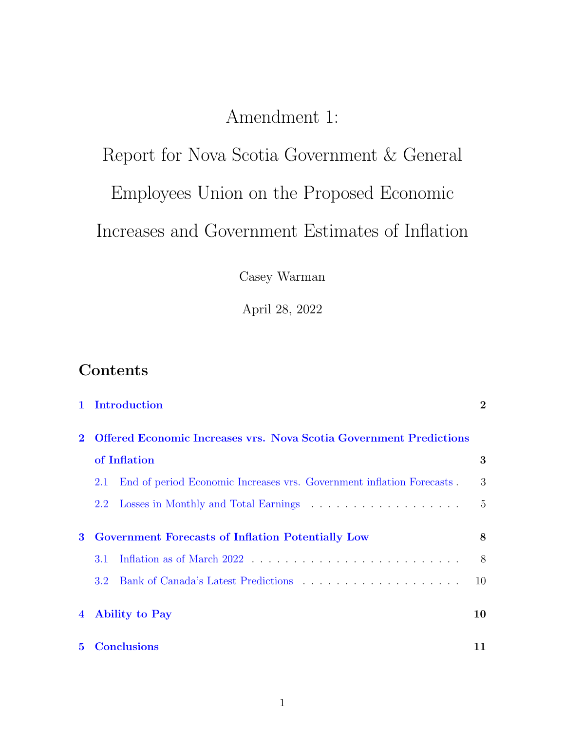# Amendment 1:

# Report for Nova Scotia Government & General Employees Union on the Proposed Economic Increases and Government Estimates of Inflation

Casey Warman

April 28, 2022

## Contents

**1 Introduction** **2**

**2 Offered Economic Increases vrs. Nova Scotia Government Predictions of Inflation** **3**

- 2.1 End of period Economic Increases vrs. Government inflation Forecasts . 3
- 2.2 Losses in Monthly and Total Earnings . . . . . . . . . . . . . . . . . . . 5

**3 Government Forecasts of Inflation Potentially Low** **8**

- 3.1 Inflation as of March 2022 . . . . . . . . . . . . . . . . . . . . . . . . . 8
- 3.2 Bank of Canada's Latest Predictions . . . . . . . . . . . . . . . . . . . . 10

**4 Ability to Pay** **10**

**5 Conclusions** **11**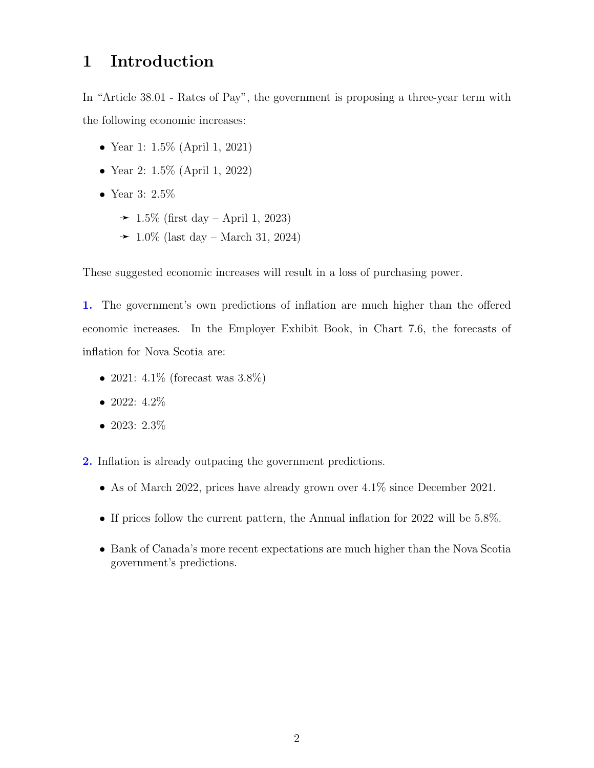# 1 Introduction

In "Article 38.01 - Rates of Pay", the government is proposing a three-year term with the following economic increases:

- Year 1: 1.5% (April 1, 2021)
- Year 2: 1.5% (April 1, 2022)
- Year 3: 2.5%
  - ➛ 1.5% (first day – April 1, 2023)
  - ➛ 1.0% (last day – March 31, 2024)

These suggested economic increases will result in a loss of purchasing power.

**1.** The government's own predictions of inflation are much higher than the offered economic increases. In the Employer Exhibit Book, in Chart 7.6, the forecasts of inflation for Nova Scotia are:

- 2021: 4.1% (forecast was 3.8%)
- 2022: 4.2%
- 2023: 2.3%

**2.** Inflation is already outpacing the government predictions.

- As of March 2022, prices have already grown over 4.1% since December 2021.
- If prices follow the current pattern, the Annual inflation for 2022 will be 5.8%.
- Bank of Canada's more recent expectations are much higher than the Nova Scotia government's predictions.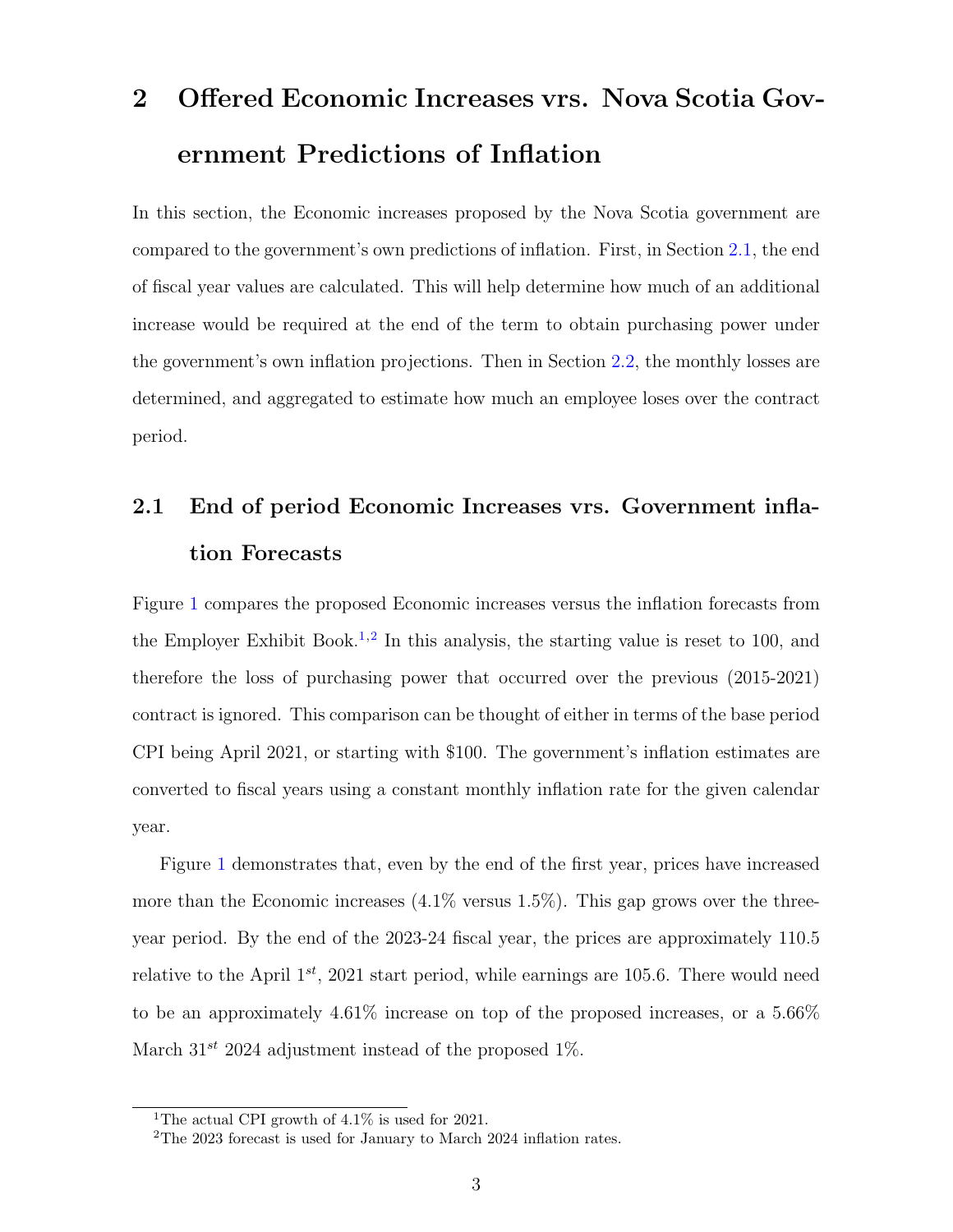# 2 Offered Economic Increases vrs. Nova Scotia Government Predictions of Inflation

In this section, the Economic increases proposed by the Nova Scotia government are compared to the government's own predictions of inflation. First, in Section 2.1, the end of fiscal year values are calculated. This will help determine how much of an additional increase would be required at the end of the term to obtain purchasing power under the government's own inflation projections. Then in Section 2.2, the monthly losses are determined, and aggregated to estimate how much an employee loses over the contract period.

## 2.1 End of period Economic Increases vrs. Government inflation Forecasts

Figure 1 compares the proposed Economic increases versus the inflation forecasts from the Employer Exhibit Book.[1,2] In this analysis, the starting value is reset to 100, and therefore the loss of purchasing power that occurred over the previous (2015-2021) contract is ignored. This comparison can be thought of either in terms of the base period CPI being April 2021, or starting with $100. The government's inflation estimates are converted to fiscal years using a constant monthly inflation rate for the given calendar year.

Figure 1 demonstrates that, even by the end of the first year, prices have increased more than the Economic increases (4.1% versus 1.5%). This gap grows over the three-year period. By the end of the 2023-24 fiscal year, the prices are approximately 110.5 relative to the April 1$^{st}$, 2021 start period, while earnings are 105.6. There would need to be an approximately 4.61% increase on top of the proposed increases, or a 5.66% March 31$^{st}$ 2024 adjustment instead of the proposed 1%.

[1] The actual CPI growth of 4.1% is used for 2021.

[2] The 2023 forecast is used for January to March 2024 inflation rates.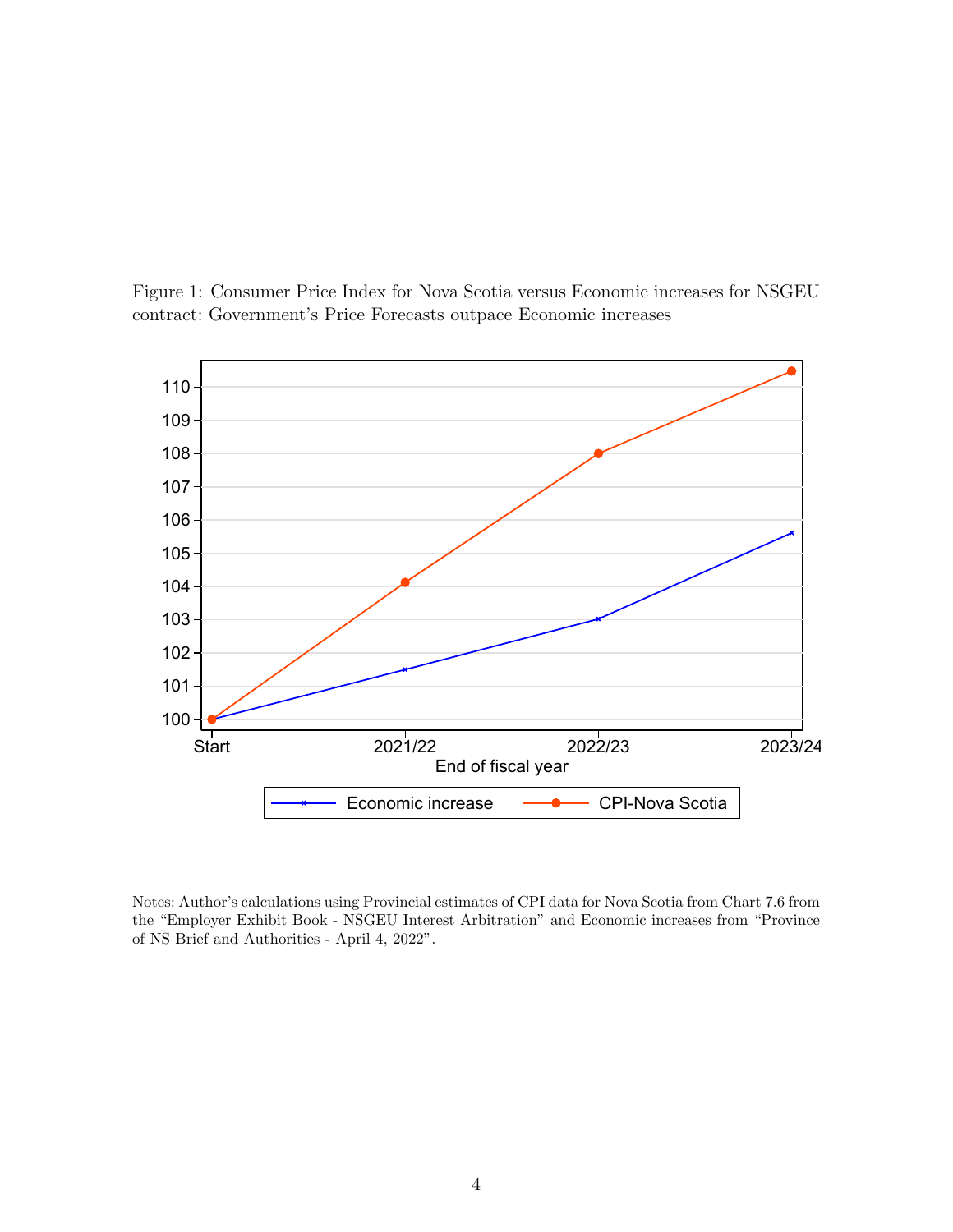Figure 1: Consumer Price Index for Nova Scotia versus Economic increases for NSGEU contract: Government's Price Forecasts outpace Economic increases

Notes: Author's calculations using Provincial estimates of CPI data for Nova Scotia from Chart 7.6 from the "Employer Exhibit Book - NSGEU Interest Arbitration" and Economic increases from "Province of NS Brief and Authorities - April 4, 2022".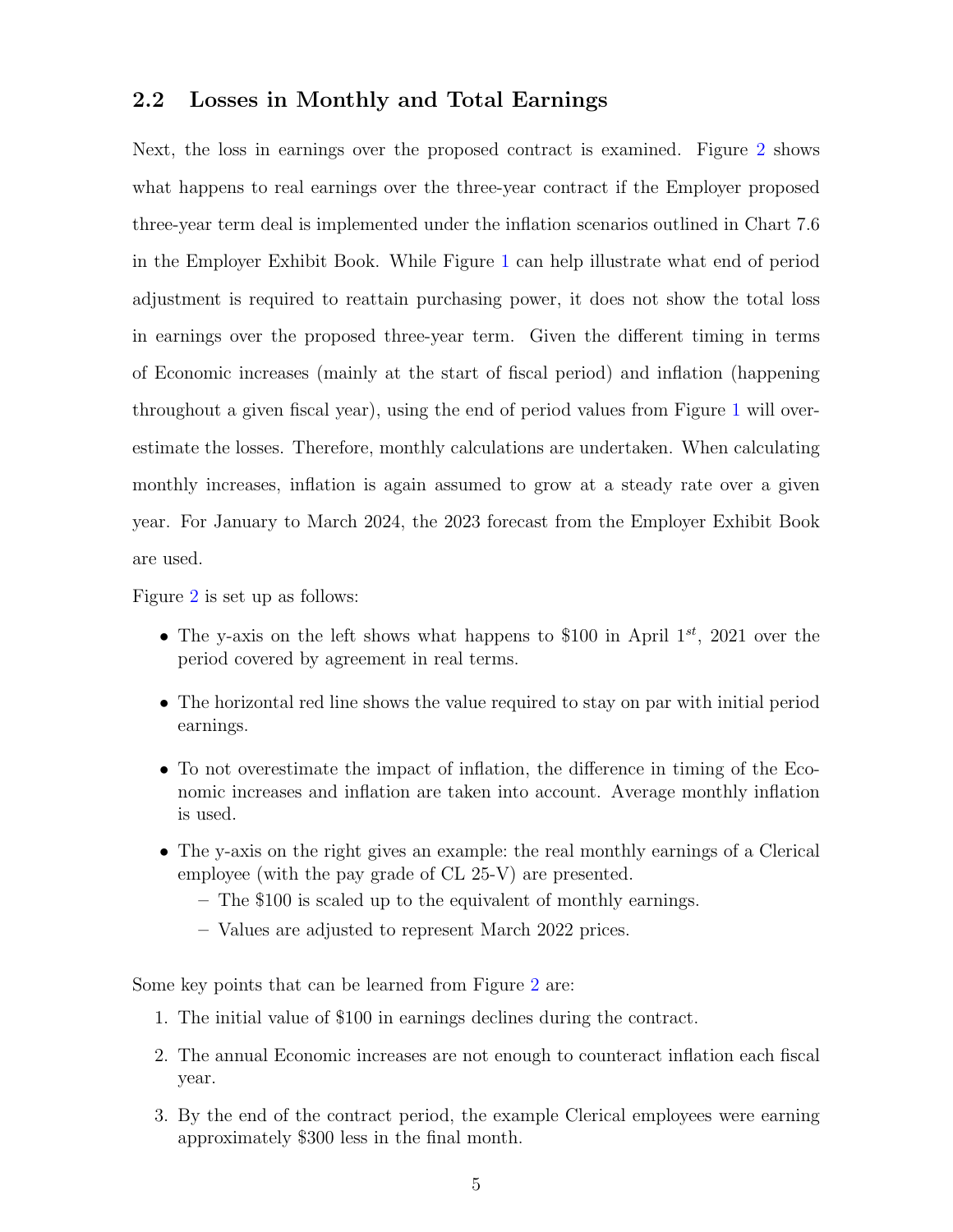## 2.2 Losses in Monthly and Total Earnings

Next, the loss in earnings over the proposed contract is examined. Figure 2 shows what happens to real earnings over the three-year contract if the Employer proposed three-year term deal is implemented under the inflation scenarios outlined in Chart 7.6 in the Employer Exhibit Book. While Figure 1 can help illustrate what end of period adjustment is required to reattain purchasing power, it does not show the total loss in earnings over the proposed three-year term. Given the different timing in terms of Economic increases (mainly at the start of fiscal period) and inflation (happening throughout a given fiscal year), using the end of period values from Figure 1 will overestimate the losses. Therefore, monthly calculations are undertaken. When calculating monthly increases, inflation is again assumed to grow at a steady rate over a given year. For January to March 2024, the 2023 forecast from the Employer Exhibit Book are used.

Figure 2 is set up as follows:

- The y-axis on the left shows what happens to \$100 in April 1$^{st}$, 2021 over the period covered by agreement in real terms.
- The horizontal red line shows the value required to stay on par with initial period earnings.
- To not overestimate the impact of inflation, the difference in timing of the Economic increases and inflation are taken into account. Average monthly inflation is used.
- The y-axis on the right gives an example: the real monthly earnings of a Clerical employee (with the pay grade of CL 25-V) are presented.
  - The \$100 is scaled up to the equivalent of monthly earnings.
  - Values are adjusted to represent March 2022 prices.

Some key points that can be learned from Figure 2 are:

1. The initial value of \$100 in earnings declines during the contract.
2. The annual Economic increases are not enough to counteract inflation each fiscal year.
3. By the end of the contract period, the example Clerical employees were earning approximately \$300 less in the final month.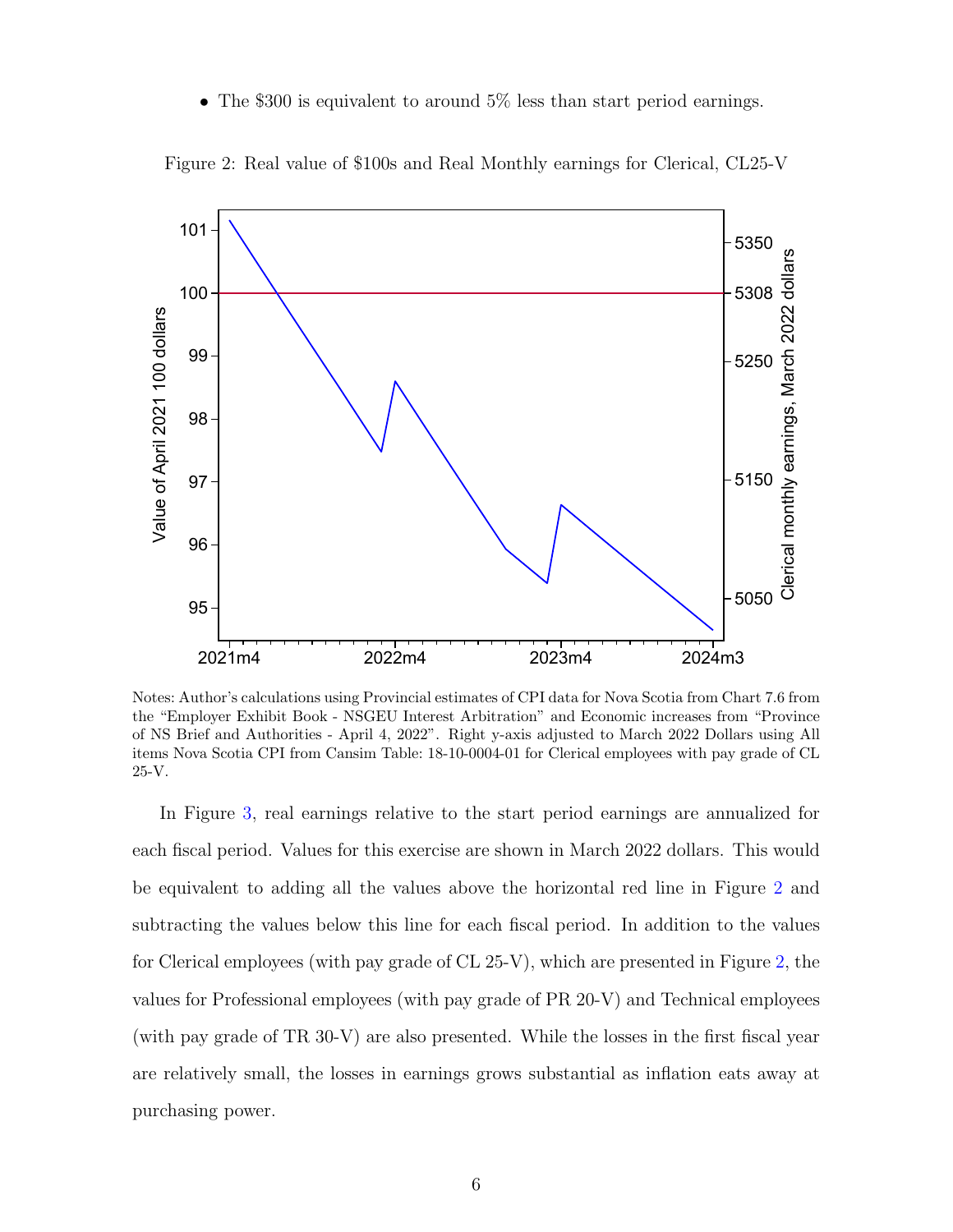- The $300 is equivalent to around 5% less than start period earnings.

Figure 2: Real value of $100s and Real Monthly earnings for Clerical, CL25-V

Notes: Author's calculations using Provincial estimates of CPI data for Nova Scotia from Chart 7.6 from the "Employer Exhibit Book - NSGEU Interest Arbitration" and Economic increases from "Province of NS Brief and Authorities - April 4, 2022". Right y-axis adjusted to March 2022 Dollars using All items Nova Scotia CPI from Cansim Table: 18-10-0004-01 for Clerical employees with pay grade of CL 25-V.

In Figure 3, real earnings relative to the start period earnings are annualized for each fiscal period. Values for this exercise are shown in March 2022 dollars. This would be equivalent to adding all the values above the horizontal red line in Figure 2 and subtracting the values below this line for each fiscal period. In addition to the values for Clerical employees (with pay grade of CL 25-V), which are presented in Figure 2, the values for Professional employees (with pay grade of PR 20-V) and Technical employees (with pay grade of TR 30-V) are also presented. While the losses in the first fiscal year are relatively small, the losses in earnings grows substantial as inflation eats away at purchasing power.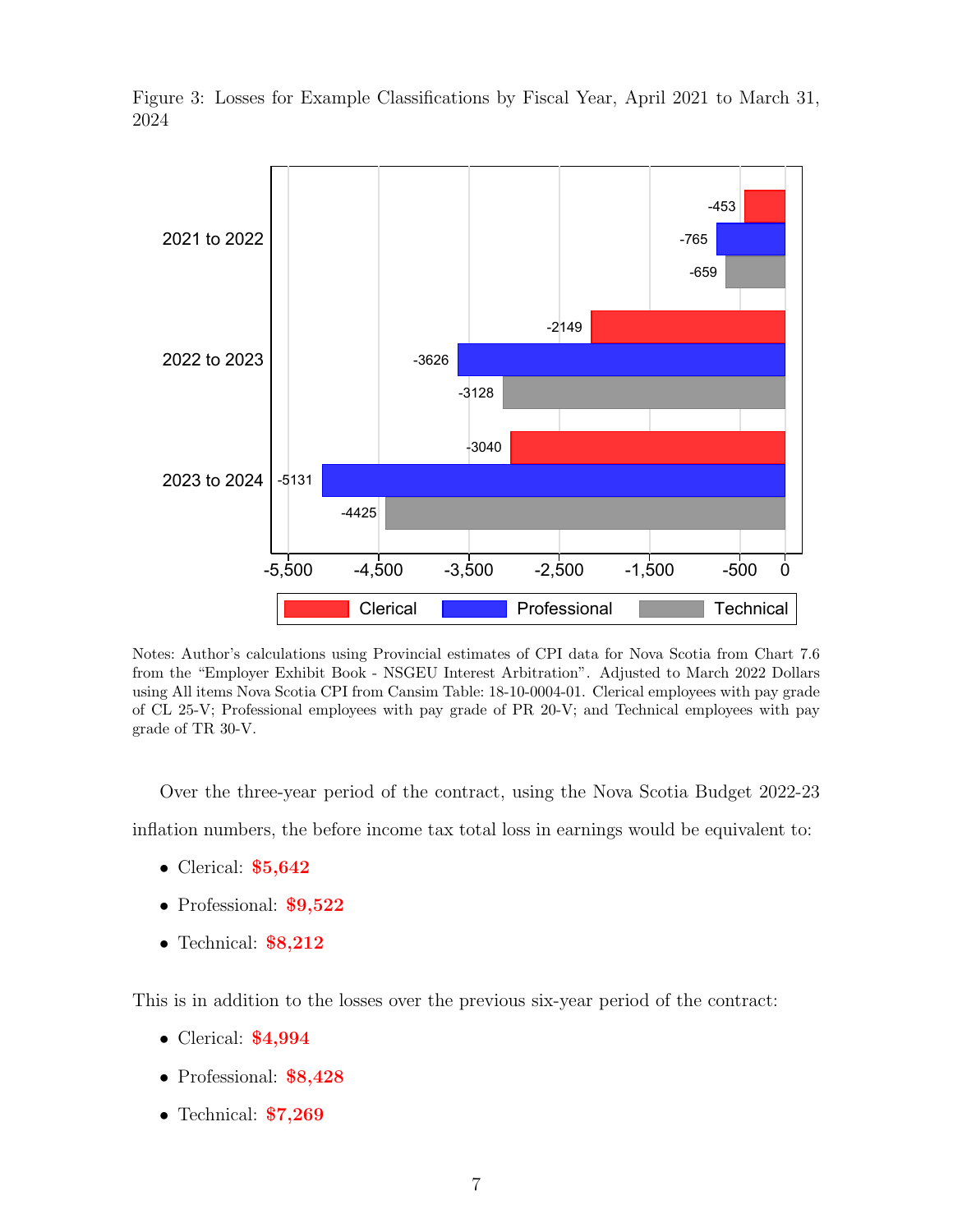Figure 3: Losses for Example Classifications by Fiscal Year, April 2021 to March 31, 2024

| Fiscal Year | Clerical | Professional | Technical |
|---|---|---|---|
| 2021 to 2022 | -453 | -765 | -659 |
| 2022 to 2023 | -2149 | -3626 | -3128 |
| 2023 to 2024 | -3040 | -5131 | -4425 |

Notes: Author's calculations using Provincial estimates of CPI data for Nova Scotia from Chart 7.6 from the "Employer Exhibit Book - NSGEU Interest Arbitration". Adjusted to March 2022 Dollars using All items Nova Scotia CPI from Cansim Table: 18-10-0004-01. Clerical employees with pay grade of CL 25-V; Professional employees with pay grade of PR 20-V; and Technical employees with pay grade of TR 30-V.

Over the three-year period of the contract, using the Nova Scotia Budget 2022-23 inflation numbers, the before income tax total loss in earnings would be equivalent to:

- Clerical: **$5,642**
- Professional: **$9,522**
- Technical: **$8,212**

This is in addition to the losses over the previous six-year period of the contract:

- Clerical: **$4,994**
- Professional: **$8,428**
- Technical: **$7,269**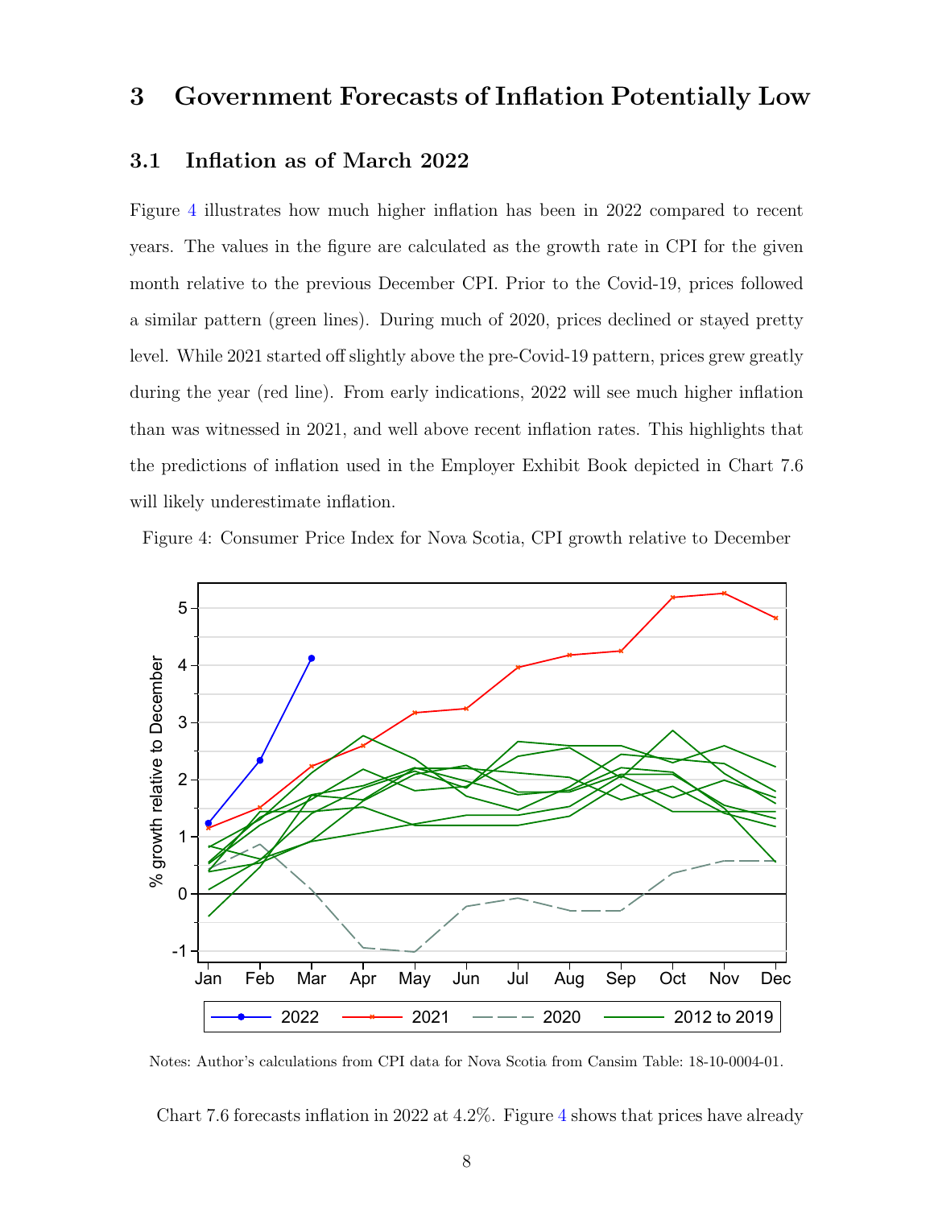# 3 Government Forecasts of Inflation Potentially Low

## 3.1 Inflation as of March 2022

Figure 4 illustrates how much higher inflation has been in 2022 compared to recent years. The values in the figure are calculated as the growth rate in CPI for the given month relative to the previous December CPI. Prior to the Covid-19, prices followed a similar pattern (green lines). During much of 2020, prices declined or stayed pretty level. While 2021 started off slightly above the pre-Covid-19 pattern, prices grew greatly during the year (red line). From early indications, 2022 will see much higher inflation than was witnessed in 2021, and well above recent inflation rates. This highlights that the predictions of inflation used in the Employer Exhibit Book depicted in Chart 7.6 will likely underestimate inflation.

Figure 4: Consumer Price Index for Nova Scotia, CPI growth relative to December

Notes: Author's calculations from CPI data for Nova Scotia from Cansim Table: 18-10-0004-01.

Chart 7.6 forecasts inflation in 2022 at 4.2%. Figure 4 shows that prices have already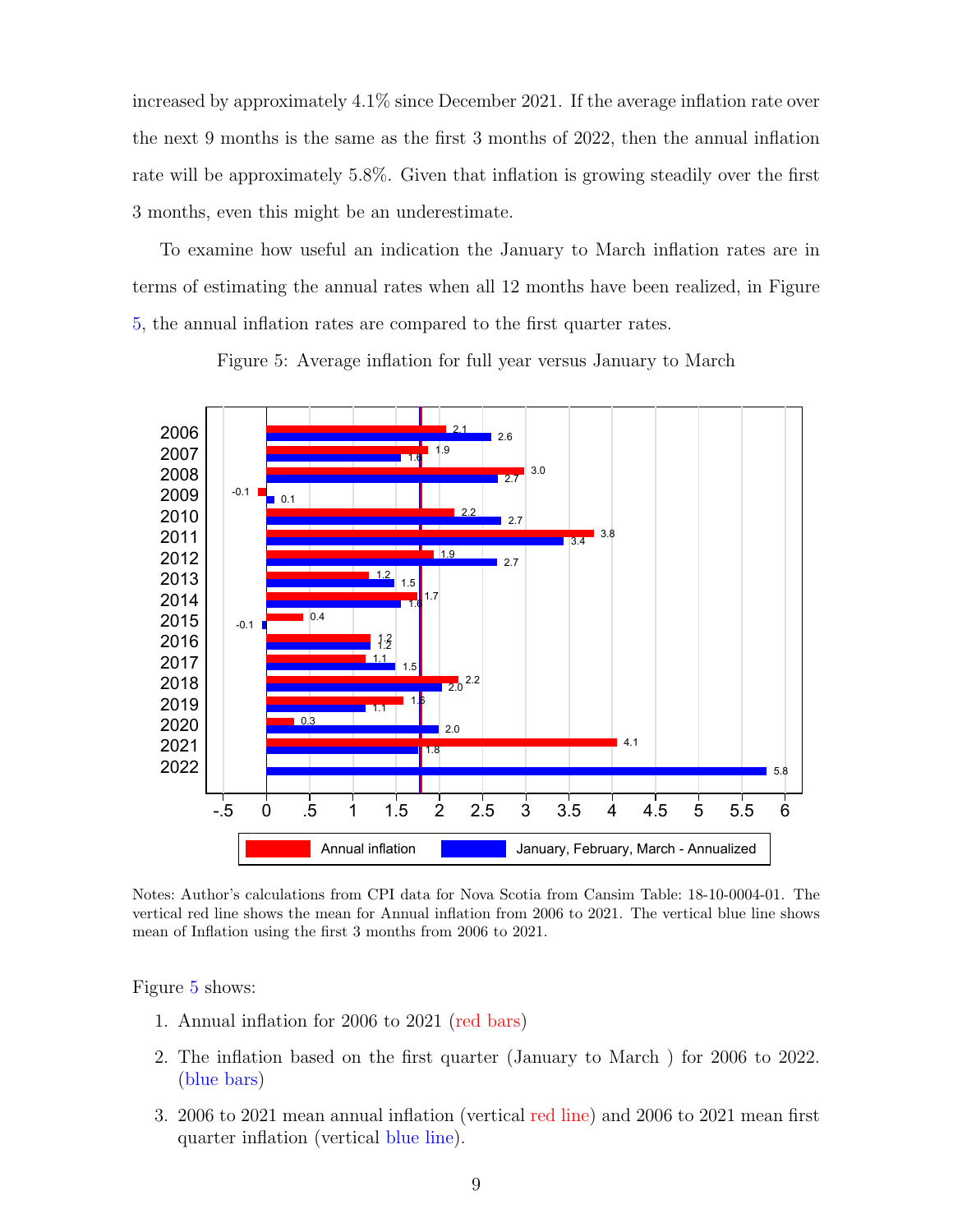increased by approximately 4.1% since December 2021. If the average inflation rate over the next 9 months is the same as the first 3 months of 2022, then the annual inflation rate will be approximately 5.8%. Given that inflation is growing steadily over the first 3 months, even this might be an underestimate.

To examine how useful an indication the January to March inflation rates are in terms of estimating the annual rates when all 12 months have been realized, in Figure 5, the annual inflation rates are compared to the first quarter rates.

Figure 5: Average inflation for full year versus January to March

| Year | Annual inflation | January, February, March - Annualized |
|---|---|---|
| 2006 | 2.1 | 2.6 |
| 2007 | 1.9 | 1.6 |
| 2008 | 3.0 | 2.7 |
| 2009 | -0.1 | 0.1 |
| 2010 | 2.2 | 2.7 |
| 2011 | 3.8 | 3.4 |
| 2012 | 1.9 | 2.7 |
| 2013 | 1.2 | 1.5 |
| 2014 | 1.7 | 1.6 |
| 2015 | 0.4 | -0.1 |
| 2016 | 1.2 | 1.2 |
| 2017 | 1.1 | 1.5 |
| 2018 | 2.2 | 2.0 |
| 2019 | 1.6 | 1.1 |
| 2020 | 0.3 | 2.0 |
| 2021 | 4.1 | 1.8 |
| 2022 | | 5.8 |

Notes: Author's calculations from CPI data for Nova Scotia from Cansim Table: 18-10-0004-01. The vertical red line shows the mean for Annual inflation from 2006 to 2021. The vertical blue line shows mean of Inflation using the first 3 months from 2006 to 2021.

Figure 5 shows:

1. Annual inflation for 2006 to 2021 (red bars)
2. The inflation based on the first quarter (January to March ) for 2006 to 2022. (blue bars)
3. 2006 to 2021 mean annual inflation (vertical red line) and 2006 to 2021 mean first quarter inflation (vertical blue line).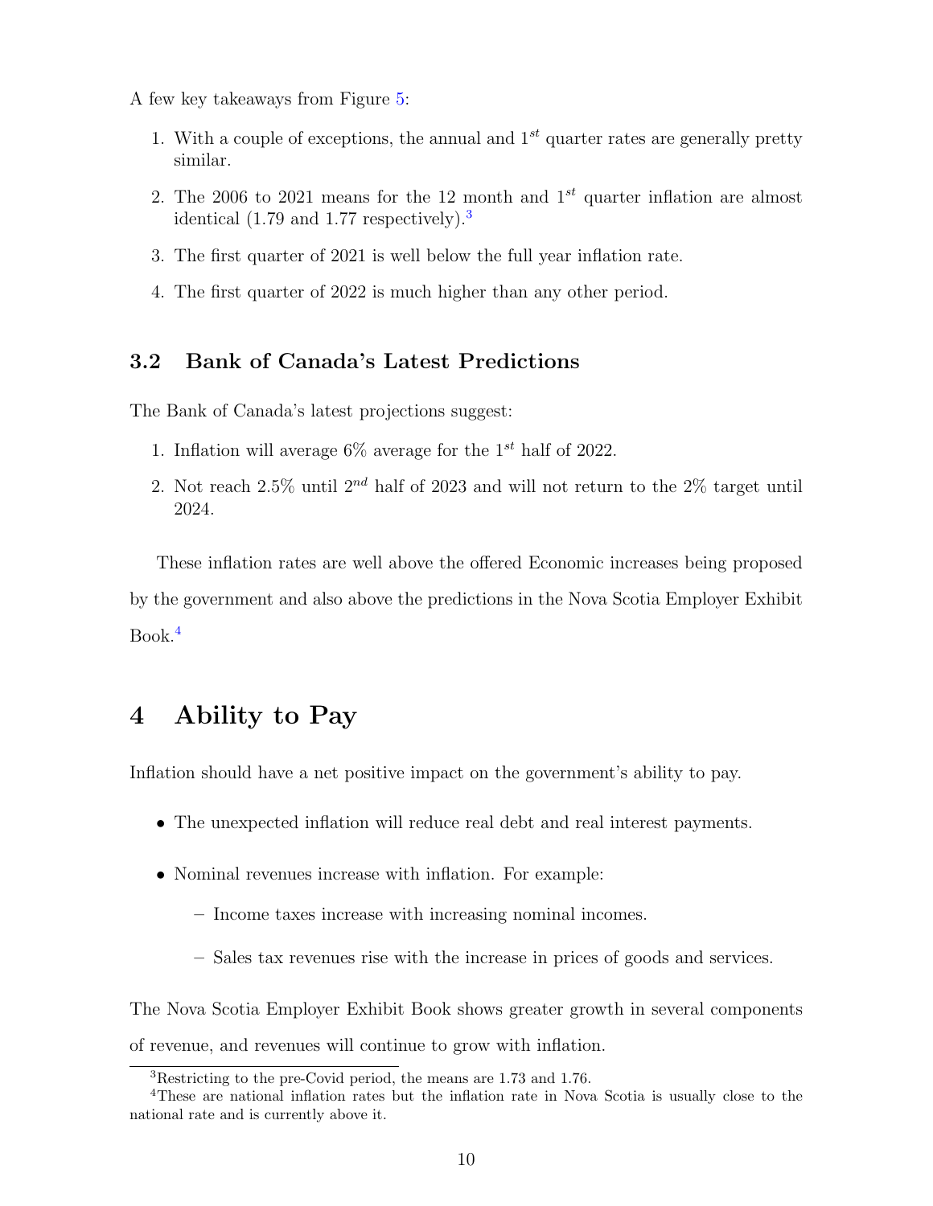A few key takeaways from Figure 5:

1. With a couple of exceptions, the annual and $1^{st}$ quarter rates are generally pretty similar.
2. The 2006 to 2021 means for the 12 month and $1^{st}$ quarter inflation are almost identical (1.79 and 1.77 respectively).[3]
3. The first quarter of 2021 is well below the full year inflation rate.
4. The first quarter of 2022 is much higher than any other period.

### 3.2 Bank of Canada's Latest Predictions

The Bank of Canada's latest projections suggest:

1. Inflation will average 6% average for the $1^{st}$ half of 2022.
2. Not reach 2.5% until $2^{nd}$ half of 2023 and will not return to the 2% target until 2024.

These inflation rates are well above the offered Economic increases being proposed by the government and also above the predictions in the Nova Scotia Employer Exhibit Book.[4]

## 4 Ability to Pay

Inflation should have a net positive impact on the government's ability to pay.

- The unexpected inflation will reduce real debt and real interest payments.
- Nominal revenues increase with inflation. For example:
  - Income taxes increase with increasing nominal incomes.
  - Sales tax revenues rise with the increase in prices of goods and services.

The Nova Scotia Employer Exhibit Book shows greater growth in several components of revenue, and revenues will continue to grow with inflation.

[3] Restricting to the pre-Covid period, the means are 1.73 and 1.76.

[4] These are national inflation rates but the inflation rate in Nova Scotia is usually close to the national rate and is currently above it.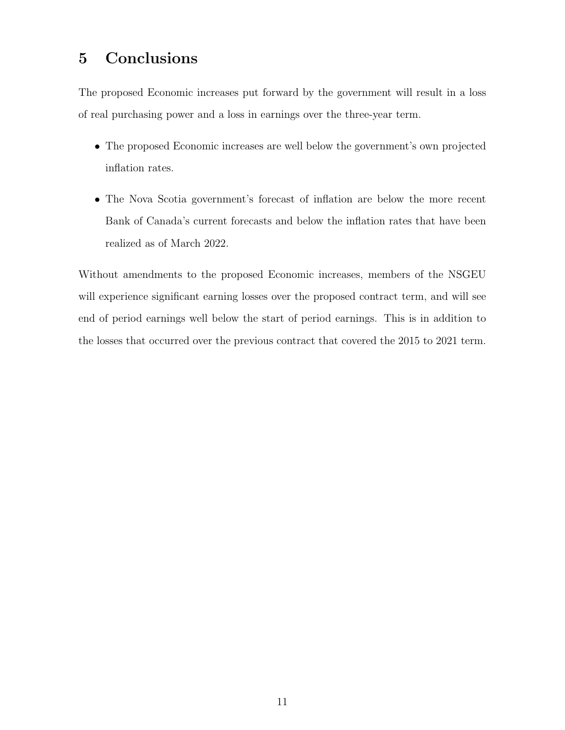# 5 Conclusions

The proposed Economic increases put forward by the government will result in a loss of real purchasing power and a loss in earnings over the three-year term.

- The proposed Economic increases are well below the government's own projected inflation rates.
- The Nova Scotia government's forecast of inflation are below the more recent Bank of Canada's current forecasts and below the inflation rates that have been realized as of March 2022.

Without amendments to the proposed Economic increases, members of the NSGEU will experience significant earning losses over the proposed contract term, and will see end of period earnings well below the start of period earnings. This is in addition to the losses that occurred over the previous contract that covered the 2015 to 2021 term.